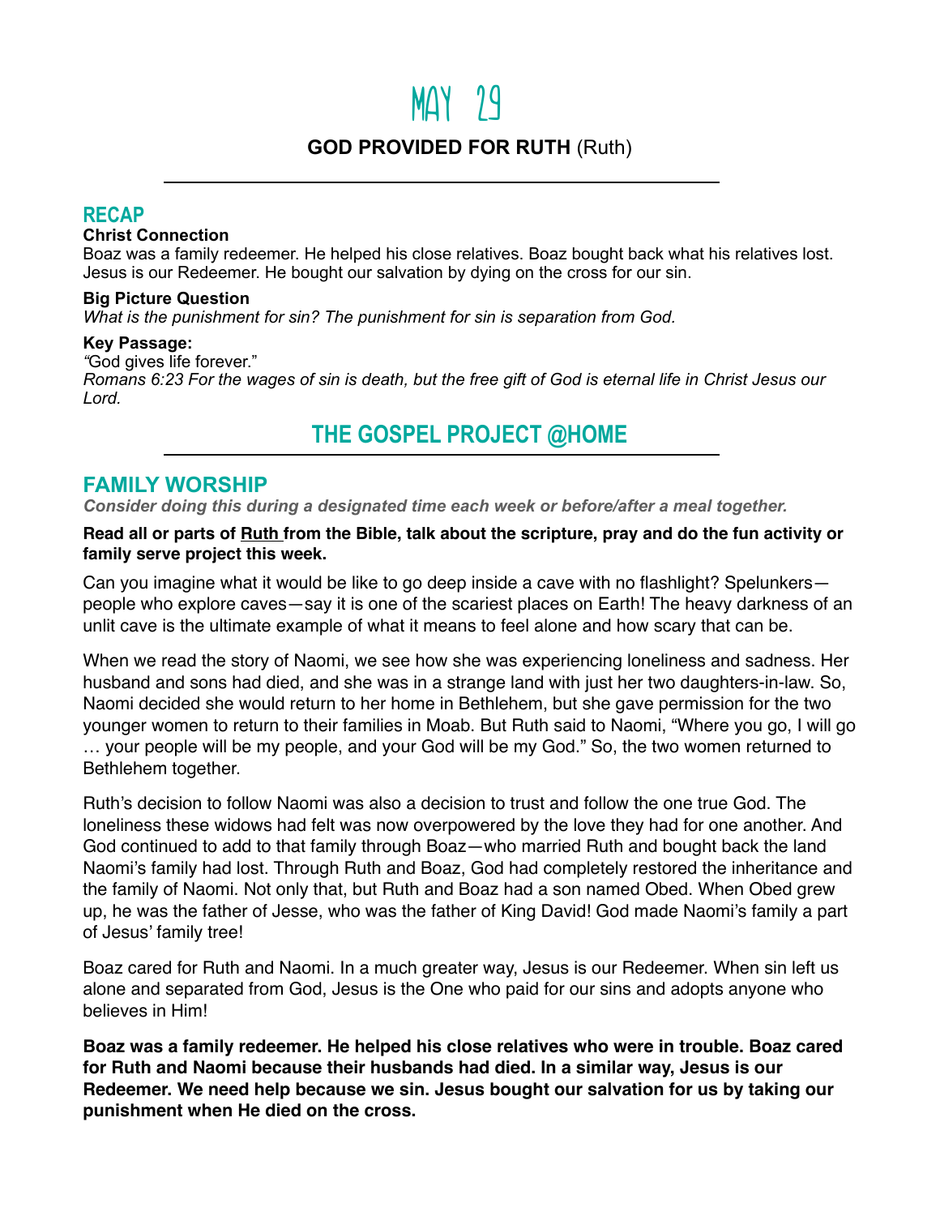# MAY 29

**GOD PROVIDED FOR RUTH** (Ruth)

## RECAP

**Christ Connection**

Boaz was a family redeemer. He helped his close relatives. Boaz bought back what his relatives lost. Jesus is our Redeemer. He bought our salvation by dying on the cross for our sin.

**Big Picture Question**

*What is the punishment for sin? The punishment for sin is separation from God.*

**Key Passage:**

*"*God gives life forever."

*Romans 6:23 For the wages of sin is death, but the free gift of God is eternal life in Christ Jesus our Lord.*

## THE GOSPEL PROJECT @HOME

## FAMILY WORSHIP

***Consider doing this during a designated time each week or before/after a meal together.***

**Read all or parts of Ruth from the Bible, talk about the scripture, pray and do the fun activity or family serve project this week.**

Can you imagine what it would be like to go deep inside a cave with no flashlight? Spelunkers—people who explore caves—say it is one of the scariest places on Earth! The heavy darkness of an unlit cave is the ultimate example of what it means to feel alone and how scary that can be.

When we read the story of Naomi, we see how she was experiencing loneliness and sadness. Her husband and sons had died, and she was in a strange land with just her two daughters-in-law. So, Naomi decided she would return to her home in Bethlehem, but she gave permission for the two younger women to return to their families in Moab. But Ruth said to Naomi, "Where you go, I will go … your people will be my people, and your God will be my God." So, the two women returned to Bethlehem together.

Ruth's decision to follow Naomi was also a decision to trust and follow the one true God. The loneliness these widows had felt was now overpowered by the love they had for one another. And God continued to add to that family through Boaz—who married Ruth and bought back the land Naomi's family had lost. Through Ruth and Boaz, God had completely restored the inheritance and the family of Naomi. Not only that, but Ruth and Boaz had a son named Obed. When Obed grew up, he was the father of Jesse, who was the father of King David! God made Naomi's family a part of Jesus' family tree!

Boaz cared for Ruth and Naomi. In a much greater way, Jesus is our Redeemer. When sin left us alone and separated from God, Jesus is the One who paid for our sins and adopts anyone who believes in Him!

**Boaz was a family redeemer. He helped his close relatives who were in trouble. Boaz cared for Ruth and Naomi because their husbands had died. In a similar way, Jesus is our Redeemer. We need help because we sin. Jesus bought our salvation for us by taking our punishment when He died on the cross.**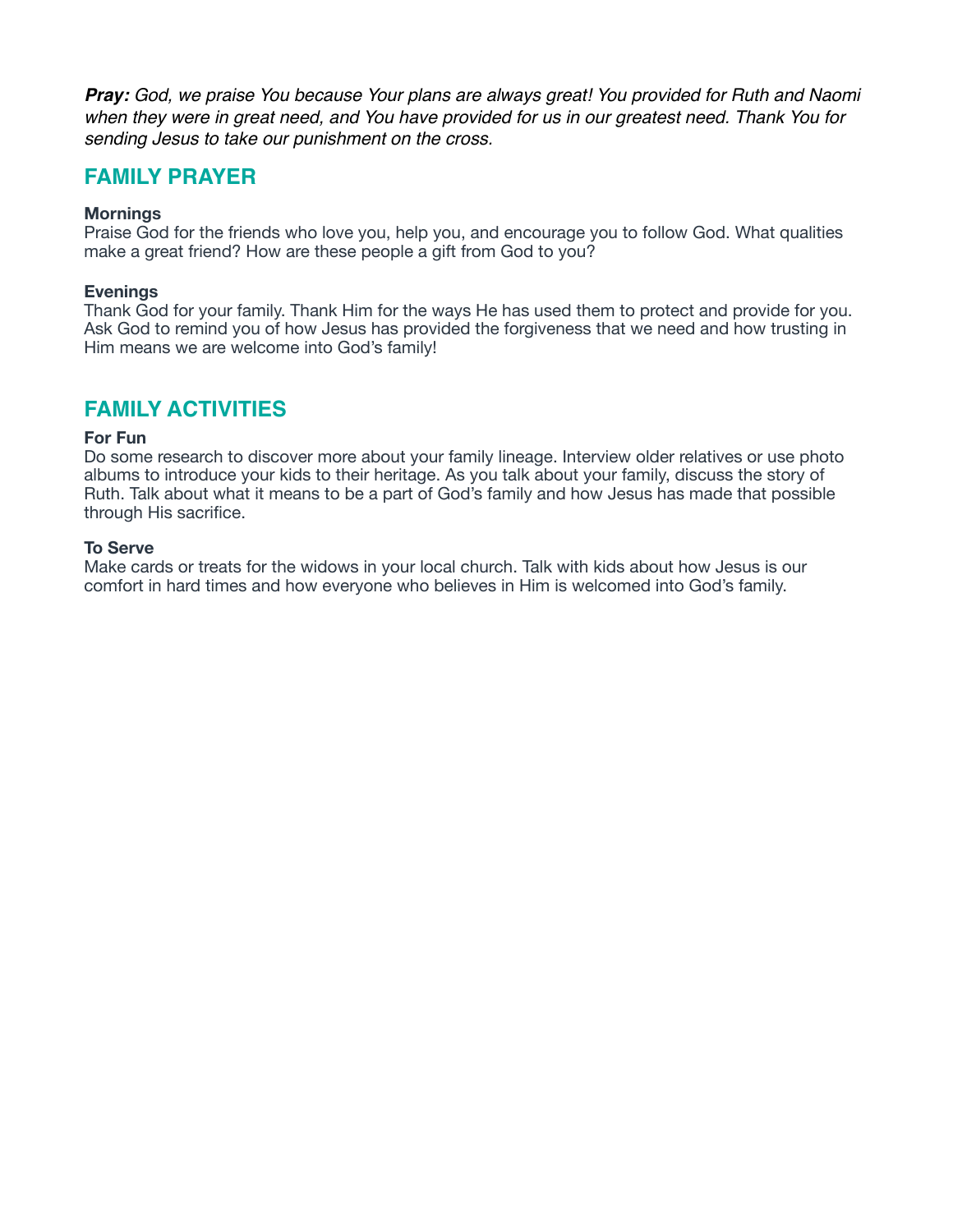***Pray:*** *God, we praise You because Your plans are always great! You provided for Ruth and Naomi when they were in great need, and You have provided for us in our greatest need. Thank You for sending Jesus to take our punishment on the cross.*

## FAMILY PRAYER

**Mornings**
Praise God for the friends who love you, help you, and encourage you to follow God. What qualities make a great friend? How are these people a gift from God to you?

**Evenings**
Thank God for your family. Thank Him for the ways He has used them to protect and provide for you. Ask God to remind you of how Jesus has provided the forgiveness that we need and how trusting in Him means we are welcome into God's family!

## FAMILY ACTIVITIES

**For Fun**
Do some research to discover more about your family lineage. Interview older relatives or use photo albums to introduce your kids to their heritage. As you talk about your family, discuss the story of Ruth. Talk about what it means to be a part of God's family and how Jesus has made that possible through His sacrifice.

**To Serve**
Make cards or treats for the widows in your local church. Talk with kids about how Jesus is our comfort in hard times and how everyone who believes in Him is welcomed into God's family.